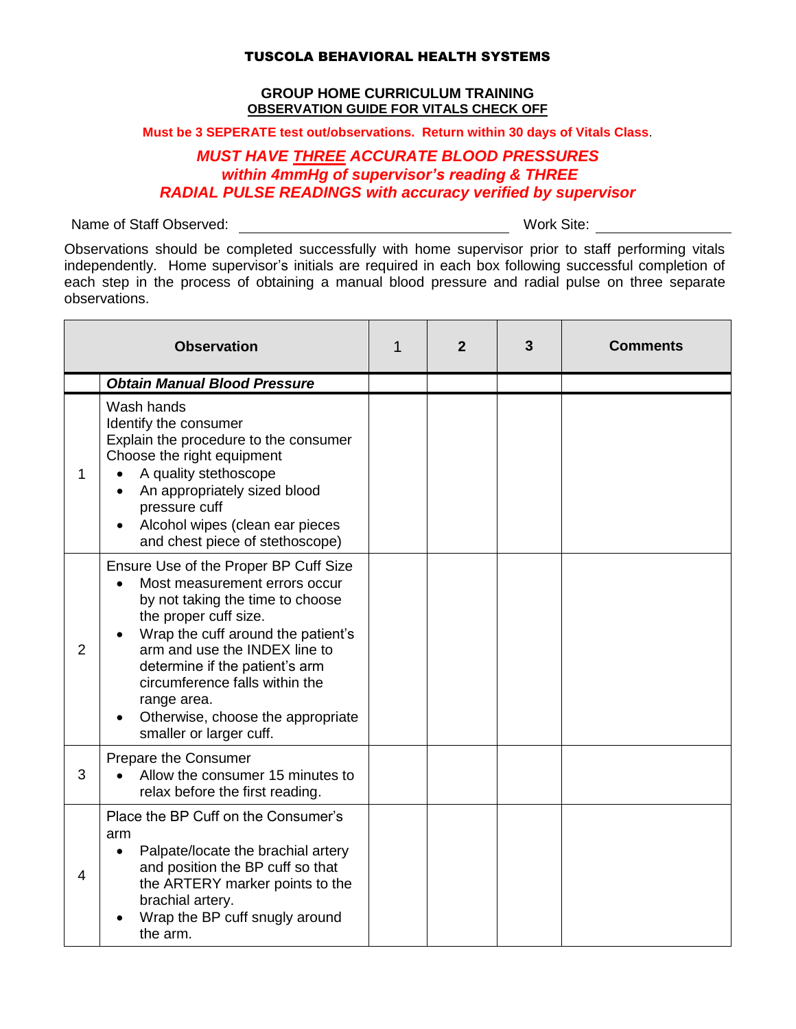# TUSCOLA BEHAVIORAL HEALTH SYSTEMS

## GROUP HOME CURRICULUM TRAINING

**OBSERVATION GUIDE FOR VITALS CHECK OFF**

**Must be 3 SEPERATE test out/observations. Return within 30 days of Vitals Class.**

***MUST HAVE THREE ACCURATE BLOOD PRESSURES within 4mmHg of supervisor's reading & THREE RADIAL PULSE READINGS with accuracy verified by supervisor***

Name of Staff Observed: ______________________________ Work Site: ________________

Observations should be completed successfully with home supervisor prior to staff performing vitals independently. Home supervisor's initials are required in each box following successful completion of each step in the process of obtaining a manual blood pressure and radial pulse on three separate observations.

| | Observation | 1 | 2 | 3 | Comments |
|---|---|---|---|---|---|
| | ***Obtain Manual Blood Pressure*** | | | | |
| 1 | Wash hands<br>Identify the consumer<br>Explain the procedure to the consumer<br>Choose the right equipment<br>• A quality stethoscope<br>• An appropriately sized blood pressure cuff<br>• Alcohol wipes (clean ear pieces and chest piece of stethoscope) | | | | |
| 2 | Ensure Use of the Proper BP Cuff Size<br>• Most measurement errors occur by not taking the time to choose the proper cuff size.<br>• Wrap the cuff around the patient's arm and use the INDEX line to determine if the patient's arm circumference falls within the range area.<br>• Otherwise, choose the appropriate smaller or larger cuff. | | | | |
| 3 | Prepare the Consumer<br>• Allow the consumer 15 minutes to relax before the first reading. | | | | |
| 4 | Place the BP Cuff on the Consumer's arm<br>• Palpate/locate the brachial artery and position the BP cuff so that the ARTERY marker points to the brachial artery.<br>• Wrap the BP cuff snugly around the arm. | | | | |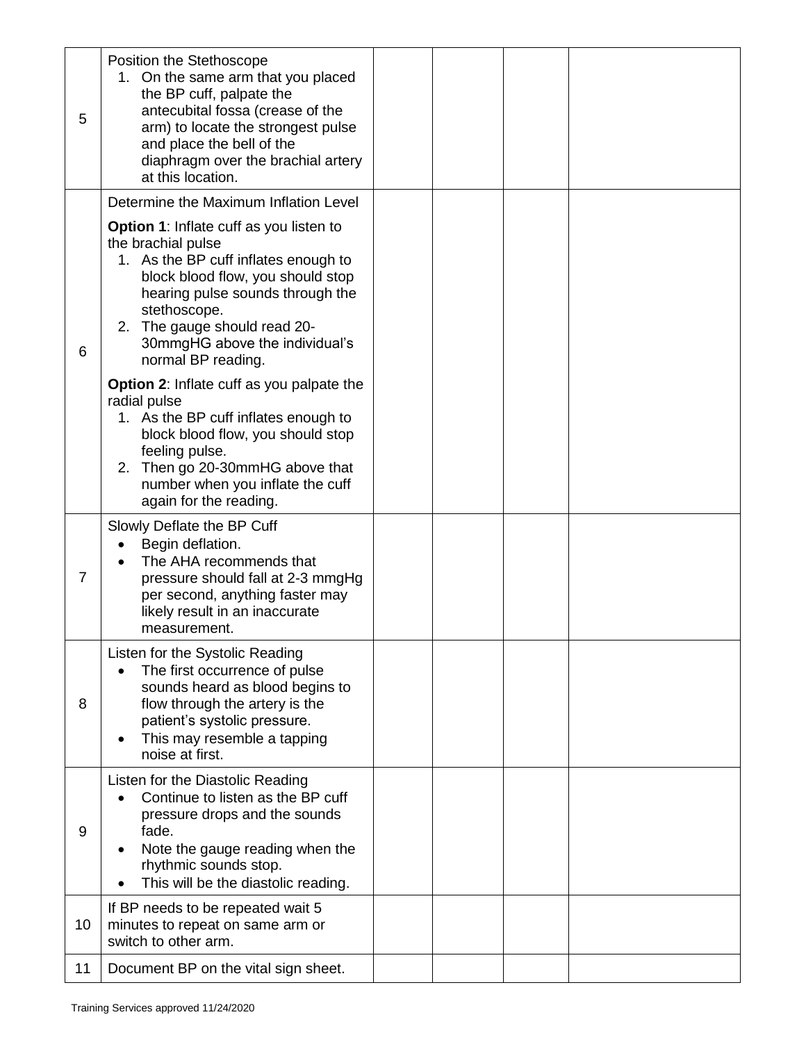| 5 | Position the Stethoscope<br>1. On the same arm that you placed the BP cuff, palpate the antecubital fossa (crease of the arm) to locate the strongest pulse and place the bell of the diaphragm over the brachial artery at this location. | | | | |
|---|---|---|---|---|---|
| 6 | Determine the Maximum Inflation Level<br><br>**Option 1**: Inflate cuff as you listen to the brachial pulse<br>1. As the BP cuff inflates enough to block blood flow, you should stop hearing pulse sounds through the stethoscope.<br>2. The gauge should read 20-30mmgHG above the individual's normal BP reading.<br><br>**Option 2**: Inflate cuff as you palpate the radial pulse<br>1. As the BP cuff inflates enough to block blood flow, you should stop feeling pulse.<br>2. Then go 20-30mmHG above that number when you inflate the cuff again for the reading. | | | | |
| 7 | Slowly Deflate the BP Cuff<br>• Begin deflation.<br>• The AHA recommends that pressure should fall at 2-3 mmgHg per second, anything faster may likely result in an inaccurate measurement. | | | | |
| 8 | Listen for the Systolic Reading<br>• The first occurrence of pulse sounds heard as blood begins to flow through the artery is the patient's systolic pressure.<br>• This may resemble a tapping noise at first. | | | | |
| 9 | Listen for the Diastolic Reading<br>• Continue to listen as the BP cuff pressure drops and the sounds fade.<br>• Note the gauge reading when the rhythmic sounds stop.<br>• This will be the diastolic reading. | | | | |
| 10 | If BP needs to be repeated wait 5 minutes to repeat on same arm or switch to other arm. | | | | |
| 11 | Document BP on the vital sign sheet. | | | | |

Training Services approved 11/24/2020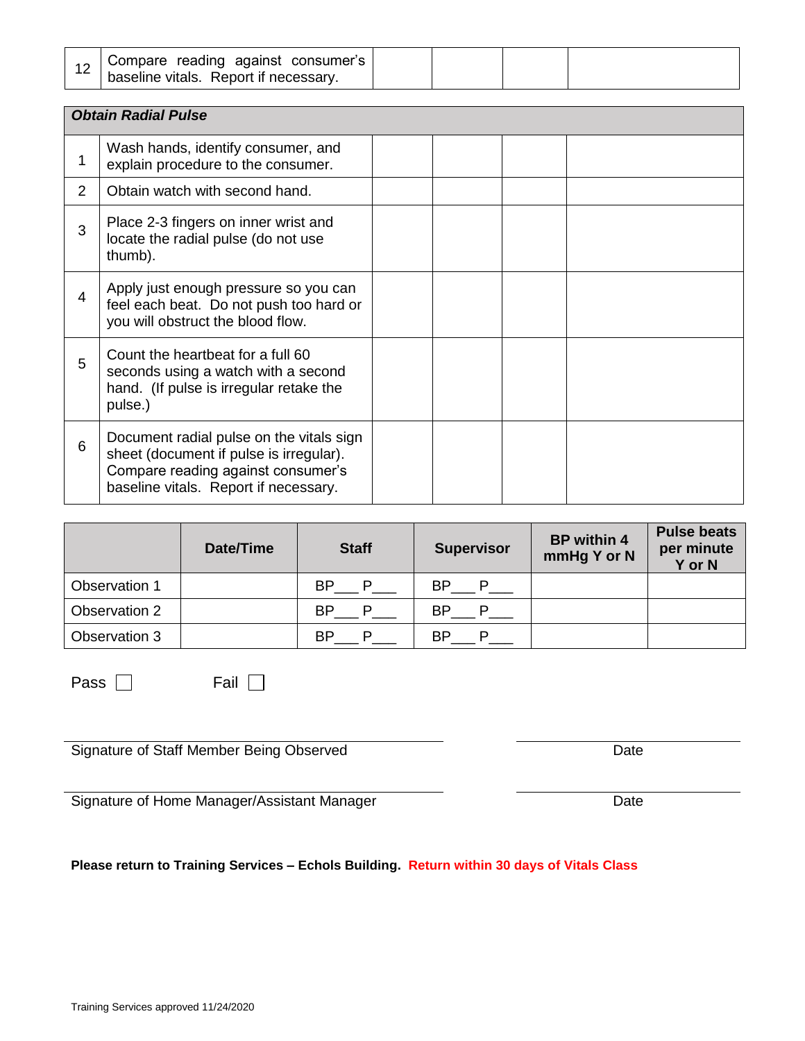| | | | | | |
|---|---|---|---|---|---|
| 12 | Compare reading against consumer's baseline vitals. Report if necessary. | | | | |

| ***Obtain Radial Pulse*** | | | | | |
|---|---|---|---|---|---|
| 1 | Wash hands, identify consumer, and explain procedure to the consumer. | | | | |
| 2 | Obtain watch with second hand. | | | | |
| 3 | Place 2-3 fingers on inner wrist and locate the radial pulse (do not use thumb). | | | | |
| 4 | Apply just enough pressure so you can feel each beat. Do not push too hard or you will obstruct the blood flow. | | | | |
| 5 | Count the heartbeat for a full 60 seconds using a watch with a second hand. (If pulse is irregular retake the pulse.) | | | | |
| 6 | Document radial pulse on the vitals sign sheet (document if pulse is irregular). Compare reading against consumer's baseline vitals. Report if necessary. | | | | |

| | **Date/Time** | **Staff** | **Supervisor** | **BP within 4 mmHg Y or N** | **Pulse beats per minute Y or N** |
|---|---|---|---|---|---|
| Observation 1 | | BP___ P___ | BP___ P___ | | |
| Observation 2 | | BP___ P___ | BP___ P___ | | |
| Observation 3 | | BP___ P___ | BP___ P___ | | |

Pass ☐ Fail ☐

______________________________________ ______________________

Signature of Staff Member Being Observed Date

______________________________________ ______________________

Signature of Home Manager/Assistant Manager Date

**Please return to Training Services – Echols Building. Return within 30 days of Vitals Class**

Training Services approved 11/24/2020